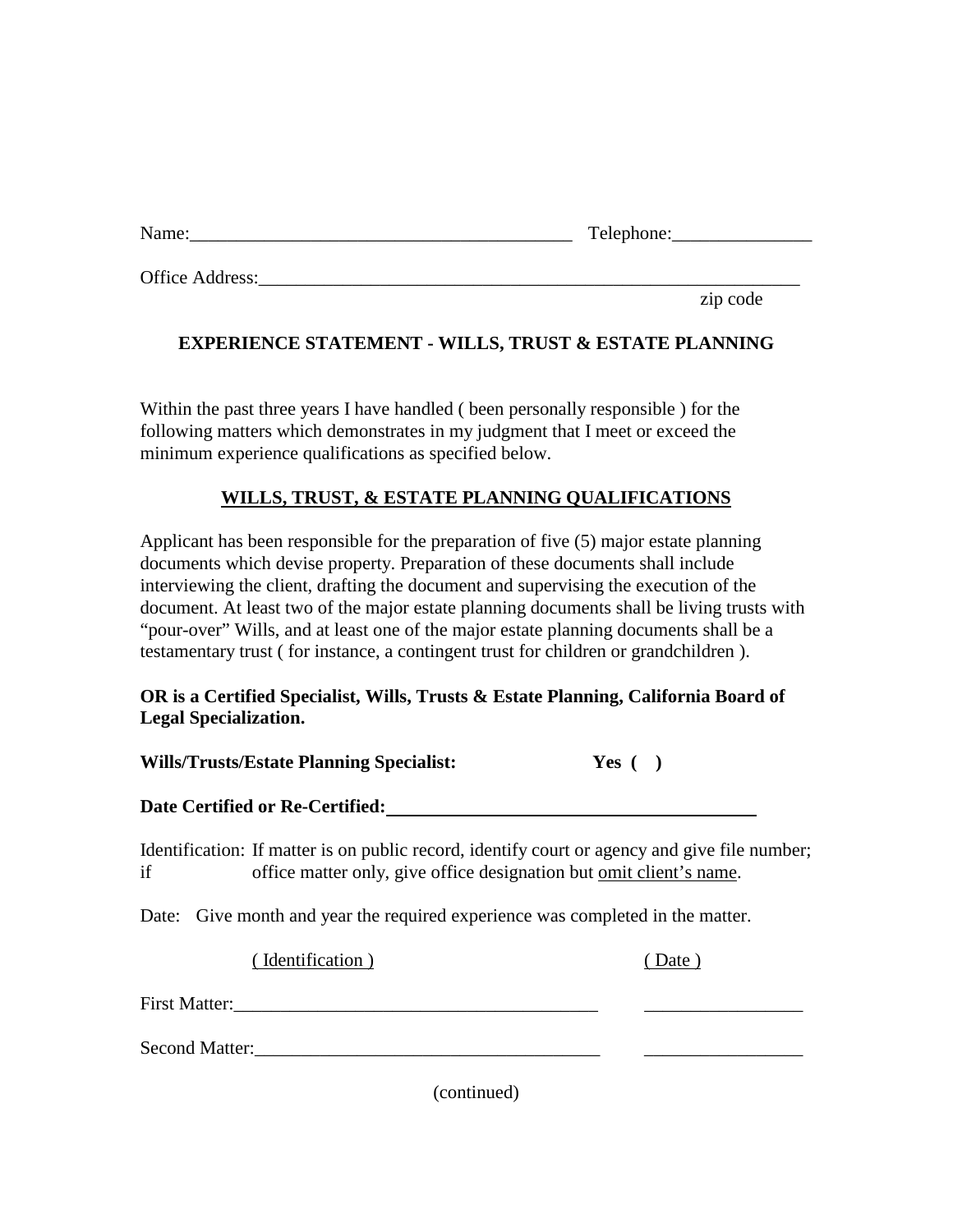Name:_________________________________________ Telephone:_______________

Office Address:___________________________________________________________
zip code

**EXPERIENCE STATEMENT - WILLS, TRUST & ESTATE PLANNING**

Within the past three years I have handled ( been personally responsible ) for the following matters which demonstrates in my judgment that I meet or exceed the minimum experience qualifications as specified below.

**WILLS, TRUST, & ESTATE PLANNING QUALIFICATIONS**

Applicant has been responsible for the preparation of five (5) major estate planning documents which devise property. Preparation of these documents shall include interviewing the client, drafting the document and supervising the execution of the document. At least two of the major estate planning documents shall be living trusts with "pour-over" Wills, and at least one of the major estate planning documents shall be a testamentary trust ( for instance, a contingent trust for children or grandchildren ).

**OR is a Certified Specialist, Wills, Trusts & Estate Planning, California Board of Legal Specialization.**

**Wills/Trusts/Estate Planning Specialist:** **Yes ( )**

**Date Certified or Re-Certified:**_________________________________________

Identification: If matter is on public record, identify court or agency and give file number; if office matter only, give office designation but omit client's name.

Date: Give month and year the required experience was completed in the matter.

( Identification ) ( Date )

First Matter:_______________________________________ _________________

Second Matter:_____________________________________ _________________

(continued)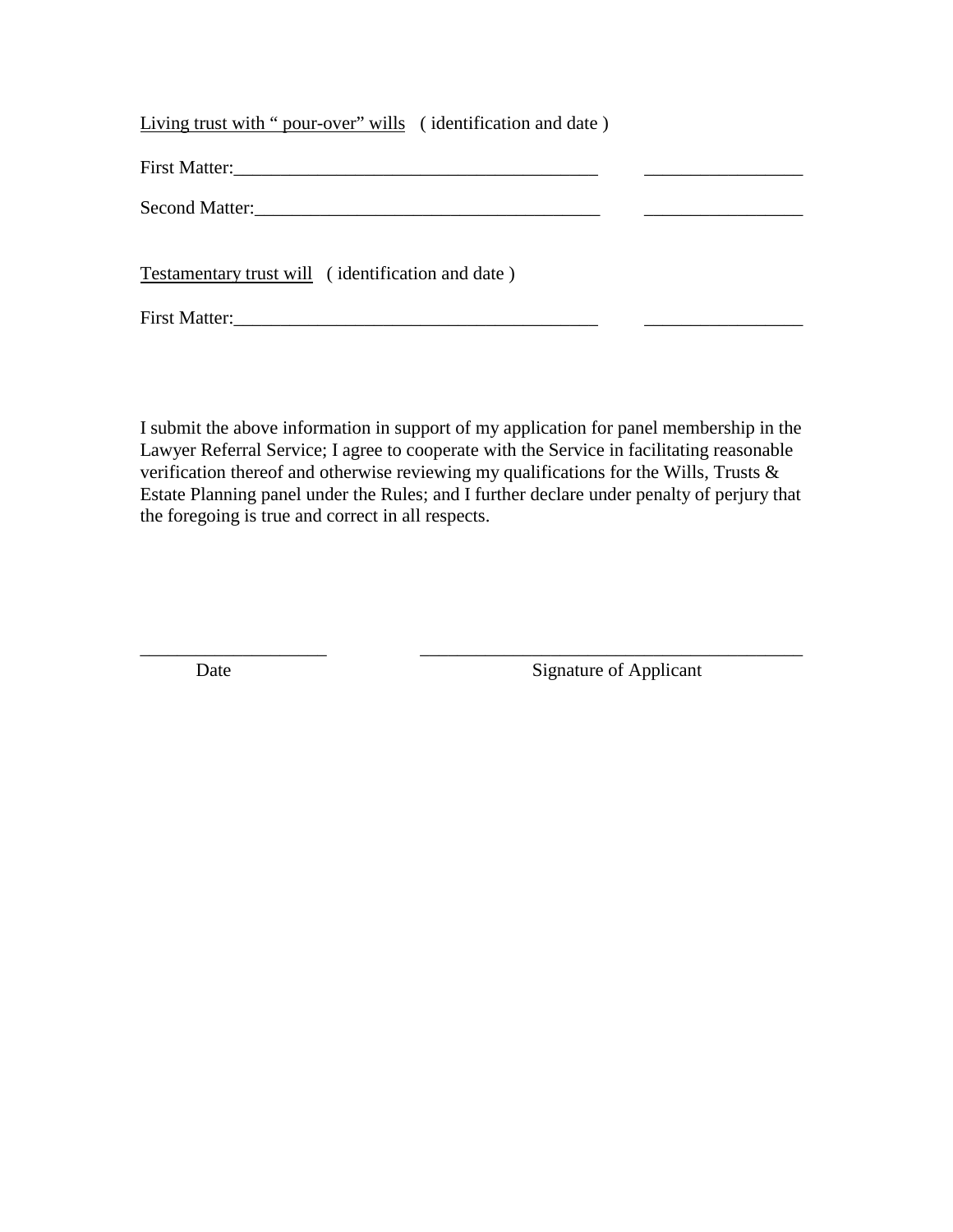<u>Living trust with " pour-over" wills</u> ( identification and date )

First Matter:________________________________________ _________________

Second Matter:_____________________________________ _________________

<u>Testamentary trust will</u> ( identification and date )

First Matter:________________________________________ _________________

I submit the above information in support of my application for panel membership in the Lawyer Referral Service; I agree to cooperate with the Service in facilitating reasonable verification thereof and otherwise reviewing my qualifications for the Wills, Trusts & Estate Planning panel under the Rules; and I further declare under penalty of perjury that the foregoing is true and correct in all respects.

____________________ ___________________________________________

Date Signature of Applicant